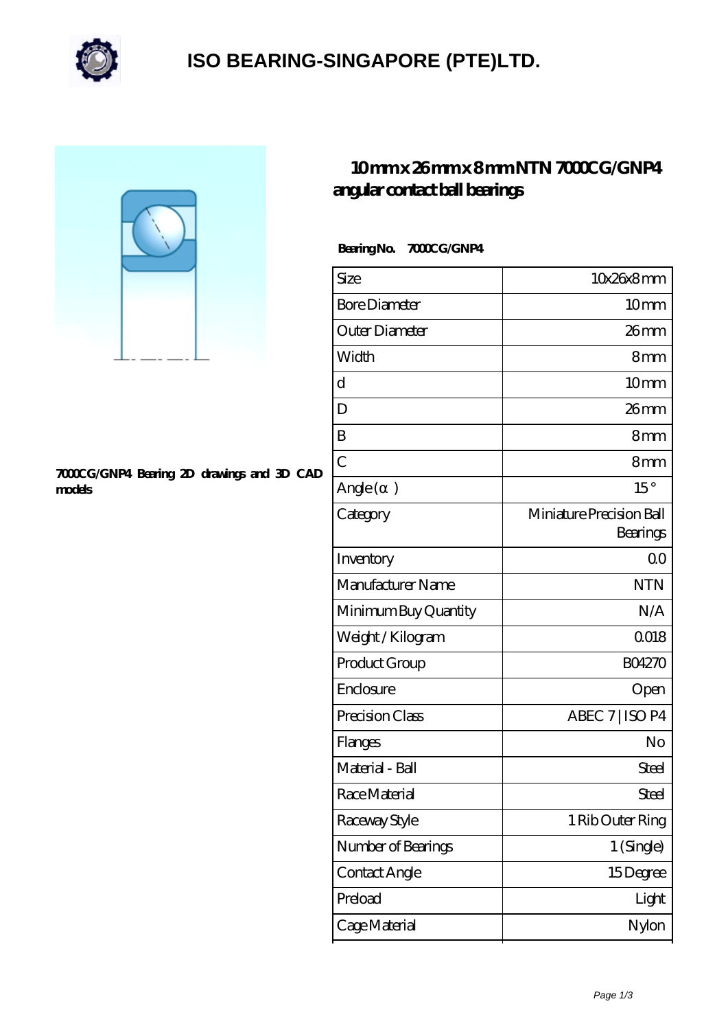# ISO BEARING-SINGAPORE (PTE)LTD.

## 10 mm x 26 mm x 8 mm NTN 7000CG/GNP4 angular contact ball bearings

**7000CG/GNP4 Bearing 2D drawings and 3D CAD models**

**Bearing No. 7000CG/GNP4**

| Size | 10x26x8 mm |
|---|---|
| Bore Diameter | 10 mm |
| Outer Diameter | 26 mm |
| Width | 8 mm |
| d | 10 mm |
| D | 26 mm |
| B | 8 mm |
| C | 8 mm |
| Angle (α) | 15 ° |
| Category | Miniature Precision Ball Bearings |
| Inventory | 0.0 |
| Manufacturer Name | NTN |
| Minimum Buy Quantity | N/A |
| Weight / Kilogram | 0.018 |
| Product Group | B04270 |
| Enclosure | Open |
| Precision Class | ABEC 7 \| ISO P4 |
| Flanges | No |
| Material - Ball | Steel |
| Race Material | Steel |
| Raceway Style | 1 Rib Outer Ring |
| Number of Bearings | 1 (Single) |
| Contact Angle | 15 Degree |
| Preload | Light |
| Cage Material | Nylon |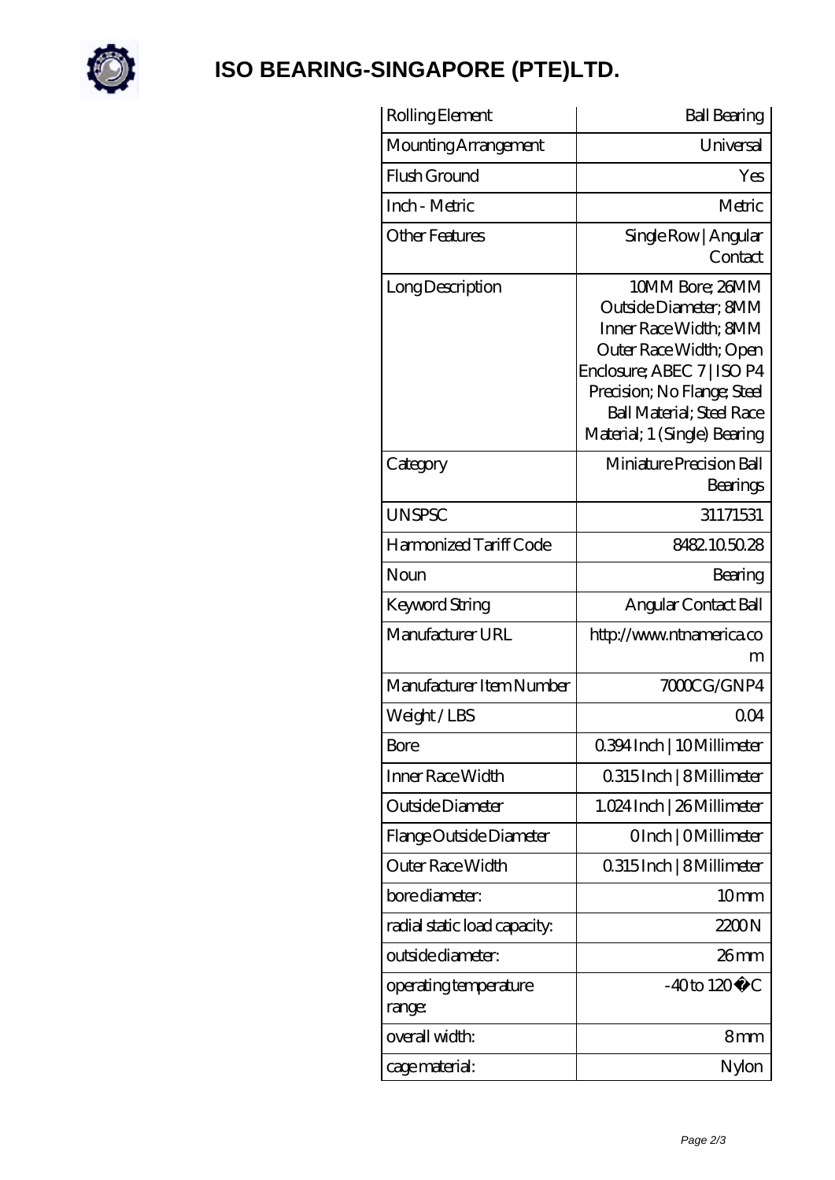# ISO BEARING-SINGAPORE (PTE)LTD.

| | |
|---|---|
| Rolling Element | Ball Bearing |
| Mounting Arrangement | Universal |
| Flush Ground | Yes |
| Inch - Metric | Metric |
| Other Features | Single Row \| Angular Contact |
| Long Description | 10MM Bore; 26MM Outside Diameter; 8MM Inner Race Width; 8MM Outer Race Width; Open Enclosure; ABEC 7 \| ISO P4 Precision; No Flange; Steel Ball Material; Steel Race Material; 1 (Single) Bearing |
| Category | Miniature Precision Ball Bearings |
| UNSPSC | 31171531 |
| Harmonized Tariff Code | 8482.10.50.28 |
| Noun | Bearing |
| Keyword String | Angular Contact Ball |
| Manufacturer URL | http://www.ntnamerica.com |
| Manufacturer Item Number | 7000CG/GNP4 |
| Weight / LBS | 0.04 |
| Bore | 0.394 Inch \| 10 Millimeter |
| Inner Race Width | 0.315 Inch \| 8 Millimeter |
| Outside Diameter | 1.024 Inch \| 26 Millimeter |
| Flange Outside Diameter | 0 Inch \| 0 Millimeter |
| Outer Race Width | 0.315 Inch \| 8 Millimeter |
| bore diameter: | 10 mm |
| radial static load capacity: | 2200 N |
| outside diameter: | 26 mm |
| operating temperature range: | -40 to 120 �C |
| overall width: | 8 mm |
| cage material: | Nylon |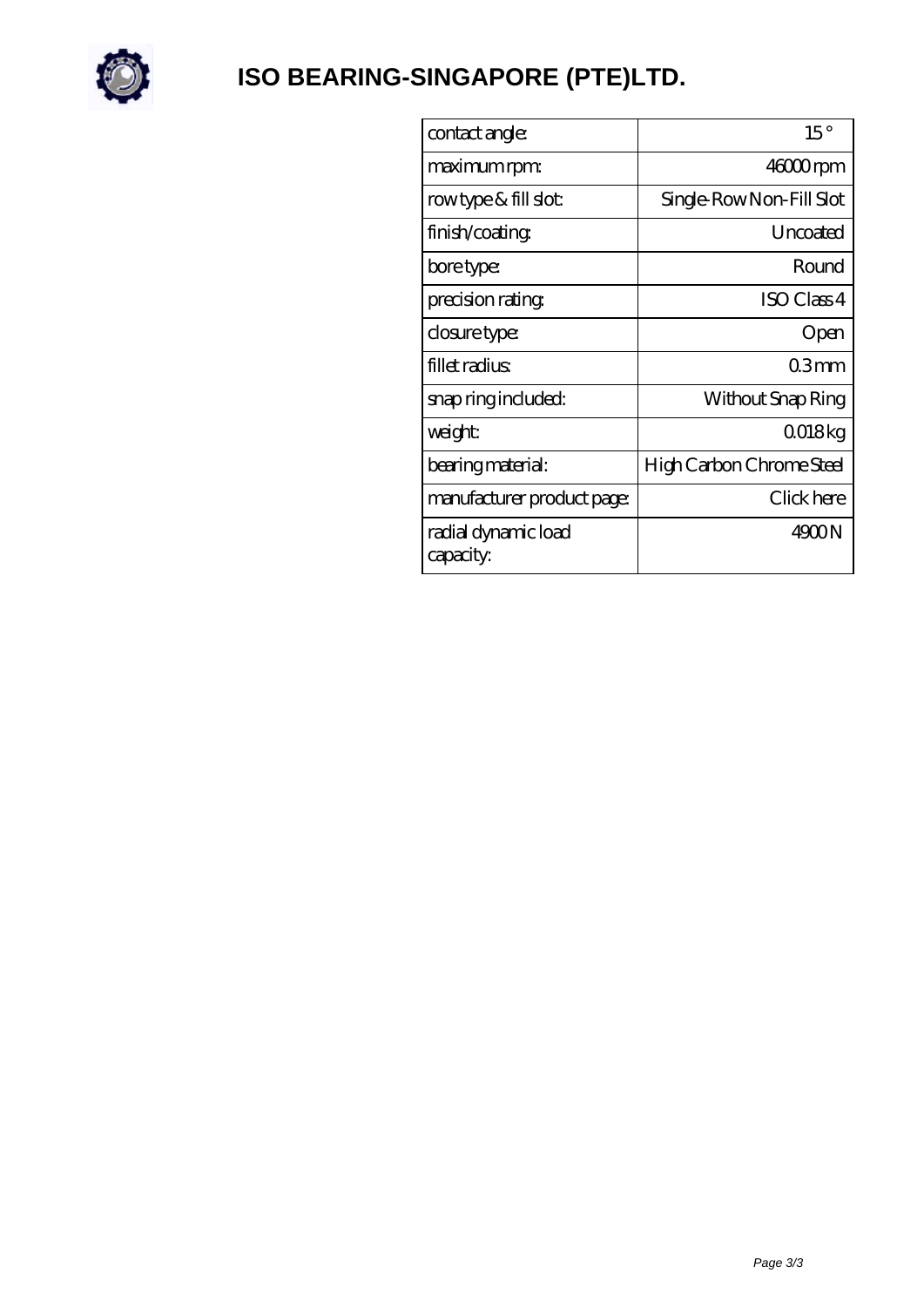# ISO BEARING-SINGAPORE (PTE)LTD.

| | |
|---|---|
| contact angle: | 15 ° |
| maximum rpm: | 46000 rpm |
| row type & fill slot: | Single-Row Non-Fill Slot |
| finish/coating: | Uncoated |
| bore type: | Round |
| precision rating: | ISO Class 4 |
| closure type: | Open |
| fillet radius: | 0.3 mm |
| snap ring included: | Without Snap Ring |
| weight: | 0.018 kg |
| bearing material: | High Carbon Chrome Steel |
| manufacturer product page: | Click here |
| radial dynamic load capacity: | 4900 N |